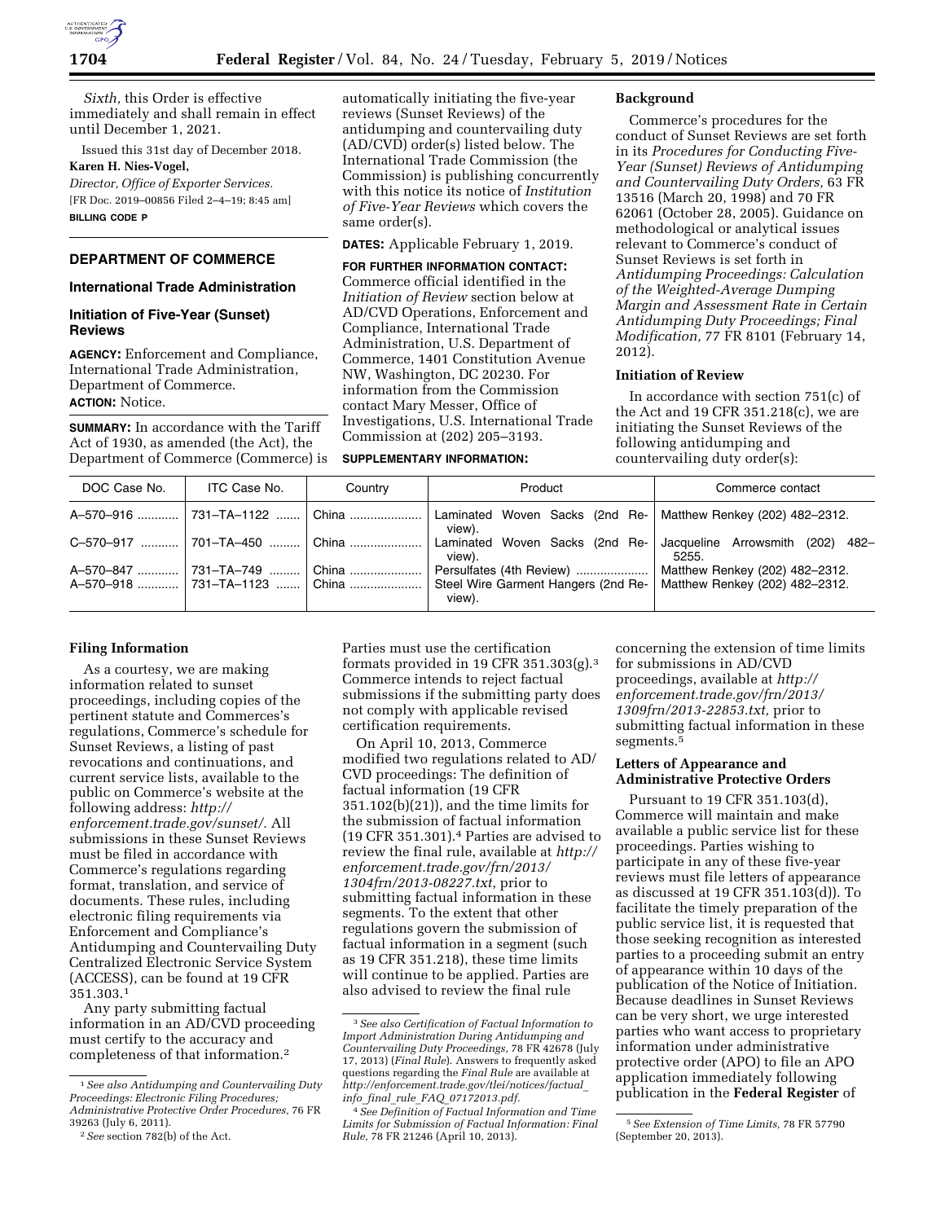*Sixth,* this Order is effective immediately and shall remain in effect until December 1, 2021.

Issued this 31st day of December 2018.

**Karen H. Nies-Vogel,**

*Director, Office of Exporter Services.*

[FR Doc. 2019–00856 Filed 2–4–19; 8:45 am]

**BILLING CODE P**

## DEPARTMENT OF COMMERCE

### International Trade Administration

### Initiation of Five-Year (Sunset) Reviews

**AGENCY:** Enforcement and Compliance, International Trade Administration, Department of Commerce.

**ACTION:** Notice.

**SUMMARY:** In accordance with the Tariff Act of 1930, as amended (the Act), the Department of Commerce (Commerce) is automatically initiating the five-year reviews (Sunset Reviews) of the antidumping and countervailing duty (AD/CVD) order(s) listed below. The International Trade Commission (the Commission) is publishing concurrently with this notice its notice of *Institution of Five-Year Reviews* which covers the same order(s).

**DATES:** Applicable February 1, 2019.

**FOR FURTHER INFORMATION CONTACT:** Commerce official identified in the *Initiation of Review* section below at AD/CVD Operations, Enforcement and Compliance, International Trade Administration, U.S. Department of Commerce, 1401 Constitution Avenue NW, Washington, DC 20230. For information from the Commission contact Mary Messer, Office of Investigations, U.S. International Trade Commission at (202) 205–3193.

**SUPPLEMENTARY INFORMATION:**

#### Background

Commerce's procedures for the conduct of Sunset Reviews are set forth in its *Procedures for Conducting Five-Year (Sunset) Reviews of Antidumping and Countervailing Duty Orders,* 63 FR 13516 (March 20, 1998) and 70 FR 62061 (October 28, 2005). Guidance on methodological or analytical issues relevant to Commerce's conduct of Sunset Reviews is set forth in *Antidumping Proceedings: Calculation of the Weighted-Average Dumping Margin and Assessment Rate in Certain Antidumping Duty Proceedings; Final Modification,* 77 FR 8101 (February 14, 2012).

#### Initiation of Review

In accordance with section 751(c) of the Act and 19 CFR 351.218(c), we are initiating the Sunset Reviews of the following antidumping and countervailing duty order(s):

| DOC Case No. | ITC Case No. | Country | Product | Commerce contact |
|---|---|---|---|---|
| A–570–916 | 731–TA–1122 | China | Laminated Woven Sacks (2nd Review). | Matthew Renkey (202) 482–2312. |
| C–570–917 | 701–TA–450 | China | Laminated Woven Sacks (2nd Review). | Jacqueline Arrowsmith (202) 482–5255. |
| A–570–847 | 731–TA–749 | China | Persulfates (4th Review) | Matthew Renkey (202) 482–2312. |
| A–570–918 | 731–TA–1123 | China | Steel Wire Garment Hangers (2nd Review). | Matthew Renkey (202) 482–2312. |

#### Filing Information

As a courtesy, we are making information related to sunset proceedings, including copies of the pertinent statute and Commerce's regulations, Commerce's schedule for Sunset Reviews, a listing of past revocations and continuations, and current service lists, available to the public on Commerce's website at the following address: *http://enforcement.trade.gov/sunset/.* All submissions in these Sunset Reviews must be filed in accordance with Commerce's regulations regarding format, translation, and service of documents. These rules, including electronic filing requirements via Enforcement and Compliance's Antidumping and Countervailing Duty Centralized Electronic Service System (ACCESS), can be found at 19 CFR 351.303.[1]

Any party submitting factual information in an AD/CVD proceeding must certify to the accuracy and completeness of that information.[2] Parties must use the certification formats provided in 19 CFR 351.303(g).[3] Commerce intends to reject factual submissions if the submitting party does not comply with applicable revised certification requirements.

On April 10, 2013, Commerce modified two regulations related to AD/CVD proceedings: The definition of factual information (19 CFR 351.102(b)(21)), and the time limits for the submission of factual information (19 CFR 351.301).[4] Parties are advised to review the final rule, available at *http://enforcement.trade.gov/frn/2013/1304frn/2013-08227.txt,* prior to submitting factual information in these segments. To the extent that other regulations govern the submission of factual information in a segment (such as 19 CFR 351.218), these time limits will continue to be applied. Parties are also advised to review the final rule concerning the extension of time limits for submissions in AD/CVD proceedings, available at *http://enforcement.trade.gov/frn/2013/1309frn/2013-22853.txt,* prior to submitting factual information in these segments.[5]

#### Letters of Appearance and Administrative Protective Orders

Pursuant to 19 CFR 351.103(d), Commerce will maintain and make available a public service list for these proceedings. Parties wishing to participate in any of these five-year reviews must file letters of appearance as discussed at 19 CFR 351.103(d)). To facilitate the timely preparation of the public service list, it is requested that those seeking recognition as interested parties to a proceeding submit an entry of appearance within 10 days of the publication of the Notice of Initiation. Because deadlines in Sunset Reviews can be very short, we urge interested parties who want access to proprietary information under administrative protective order (APO) to file an APO application immediately following publication in the **Federal Register** of

---

[1] *See also Antidumping and Countervailing Duty Proceedings: Electronic Filing Procedures; Administrative Protective Order Procedures,* 76 FR 39263 (July 6, 2011).

[2] *See* section 782(b) of the Act.

[3] *See also Certification of Factual Information to Import Administration During Antidumping and Countervailing Duty Proceedings,* 78 FR 42678 (July 17, 2013) (*Final Rule*). Answers to frequently asked questions regarding the *Final Rule* are available at *http://enforcement.trade.gov/tlei/notices/factual_info_final_rule_FAQ_07172013.pdf.*

[4] *See Definition of Factual Information and Time Limits for Submission of Factual Information: Final Rule,* 78 FR 21246 (April 10, 2013).

[5] *See Extension of Time Limits,* 78 FR 57790 (September 20, 2013).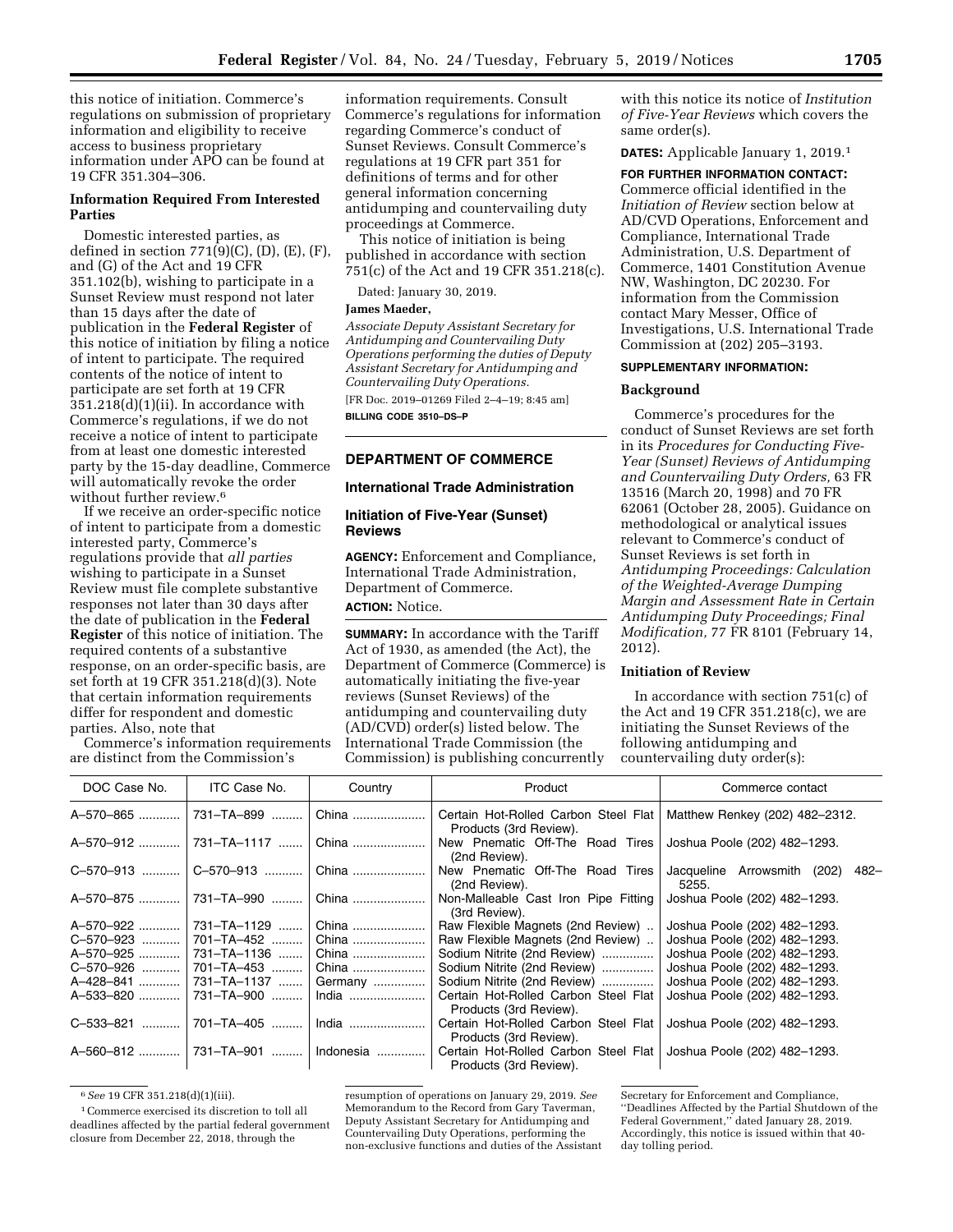this notice of initiation. Commerce's regulations on submission of proprietary information and eligibility to receive access to business proprietary information under APO can be found at 19 CFR 351.304–306.

### Information Required From Interested Parties

Domestic interested parties, as defined in section 771(9)(C), (D), (E), (F), and (G) of the Act and 19 CFR 351.102(b), wishing to participate in a Sunset Review must respond not later than 15 days after the date of publication in the **Federal Register** of this notice of initiation by filing a notice of intent to participate. The required contents of the notice of intent to participate are set forth at 19 CFR 351.218(d)(1)(ii). In accordance with Commerce's regulations, if we do not receive a notice of intent to participate from at least one domestic interested party by the 15-day deadline, Commerce will automatically revoke the order without further review.[6]

If we receive an order-specific notice of intent to participate from a domestic interested party, Commerce's regulations provide that *all parties* wishing to participate in a Sunset Review must file complete substantive responses not later than 30 days after the date of publication in the **Federal Register** of this notice of initiation. The required contents of a substantive response, on an order-specific basis, are set forth at 19 CFR 351.218(d)(3). Note that certain information requirements differ for respondent and domestic parties. Also, note that Commerce's information requirements are distinct from the Commission's information requirements. Consult Commerce's regulations for information regarding Commerce's conduct of Sunset Reviews. Consult Commerce's regulations at 19 CFR part 351 for definitions of terms and for other general information concerning antidumping and countervailing duty proceedings at Commerce.

This notice of initiation is being published in accordance with section 751(c) of the Act and 19 CFR 351.218(c).

Dated: January 30, 2019.

**James Maeder,**

*Associate Deputy Assistant Secretary for Antidumping and Countervailing Duty Operations performing the duties of Deputy Assistant Secretary for Antidumping and Countervailing Duty Operations.*

[FR Doc. 2019–01269 Filed 2–4–19; 8:45 am]

**BILLING CODE 3510–DS–P**

## DEPARTMENT OF COMMERCE

### International Trade Administration

### Initiation of Five-Year (Sunset) Reviews

**AGENCY:** Enforcement and Compliance, International Trade Administration, Department of Commerce.

**ACTION:** Notice.

**SUMMARY:** In accordance with the Tariff Act of 1930, as amended (the Act), the Department of Commerce (Commerce) is automatically initiating the five-year reviews (Sunset Reviews) of the antidumping and countervailing duty (AD/CVD) order(s) listed below. The International Trade Commission (the Commission) is publishing concurrently with this notice its notice of *Institution of Five-Year Reviews* which covers the same order(s).

**DATES:** Applicable January 1, 2019.[1]

**FOR FURTHER INFORMATION CONTACT:** Commerce official identified in the *Initiation of Review* section below at AD/CVD Operations, Enforcement and Compliance, International Trade Administration, U.S. Department of Commerce, 1401 Constitution Avenue NW, Washington, DC 20230. For information from the Commission contact Mary Messer, Office of Investigations, U.S. International Trade Commission at (202) 205–3193.

**SUPPLEMENTARY INFORMATION:**

### Background

Commerce's procedures for the conduct of Sunset Reviews are set forth in its *Procedures for Conducting Five-Year (Sunset) Reviews of Antidumping and Countervailing Duty Orders,* 63 FR 13516 (March 20, 1998) and 70 FR 62061 (October 28, 2005). Guidance on methodological or analytical issues relevant to Commerce's conduct of Sunset Reviews is set forth in *Antidumping Proceedings: Calculation of the Weighted-Average Dumping Margin and Assessment Rate in Certain Antidumping Duty Proceedings; Final Modification,* 77 FR 8101 (February 14, 2012).

### Initiation of Review

In accordance with section 751(c) of the Act and 19 CFR 351.218(c), we are initiating the Sunset Reviews of the following antidumping and countervailing duty order(s):

| DOC Case No. | ITC Case No. | Country | Product | Commerce contact |
|---|---|---|---|---|
| A–570–865 | 731–TA–899 | China | Certain Hot-Rolled Carbon Steel Flat Products (3rd Review). | Matthew Renkey (202) 482–2312. |
| A–570–912 | 731–TA–1117 | China | New Pneumatic Off-The Road Tires (2nd Review). | Joshua Poole (202) 482–1293. |
| C–570–913 | C–570–913 | China | New Pneumatic Off-The Road Tires (2nd Review). | Jacqueline Arrowsmith (202) 482–5255. |
| A–570–875 | 731–TA–990 | China | Non-Malleable Cast Iron Pipe Fitting (3rd Review). | Joshua Poole (202) 482–1293. |
| A–570–922 | 731–TA–1129 | China | Raw Flexible Magnets (2nd Review) | Joshua Poole (202) 482–1293. |
| C–570–923 | 701–TA–452 | China | Raw Flexible Magnets (2nd Review) | Joshua Poole (202) 482–1293. |
| A–570–925 | 731–TA–1136 | China | Sodium Nitrite (2nd Review) | Joshua Poole (202) 482–1293. |
| C–570–926 | 701–TA–453 | China | Sodium Nitrite (2nd Review) | Joshua Poole (202) 482–1293. |
| A–428–841 | 731–TA–1137 | Germany | Sodium Nitrite (2nd Review) | Joshua Poole (202) 482–1293. |
| A–533–820 | 731–TA–900 | India | Certain Hot-Rolled Carbon Steel Flat Products (3rd Review). | Joshua Poole (202) 482–1293. |
| C–533–821 | 701–TA–405 | India | Certain Hot-Rolled Carbon Steel Flat Products (3rd Review). | Joshua Poole (202) 482–1293. |
| A–560–812 | 731–TA–901 | Indonesia | Certain Hot-Rolled Carbon Steel Flat Products (3rd Review). | Joshua Poole (202) 482–1293. |

---

[6] *See* 19 CFR 351.218(d)(1)(iii).

[1] Commerce exercised its discretion to toll all deadlines affected by the partial federal government closure from December 22, 2018, through the resumption of operations on January 29, 2019. *See* Memorandum to the Record from Gary Taverman, Deputy Assistant Secretary for Antidumping and Countervailing Duty Operations, performing the non-exclusive functions and duties of the Assistant Secretary for Enforcement and Compliance, "Deadlines Affected by the Partial Shutdown of the Federal Government," dated January 28, 2019. Accordingly, this notice is issued within that 40-day tolling period.